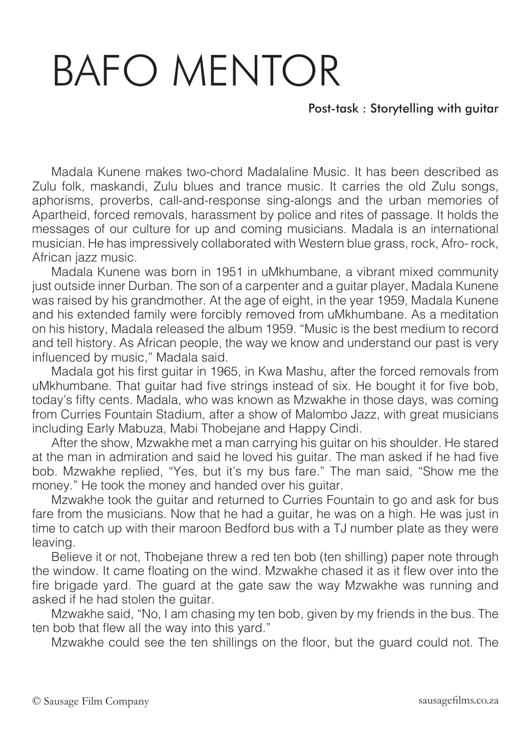# BAFO MENTOR

**Post-task : Storytelling with guitar**

Madala Kunene makes two-chord Madalaline Music. It has been described as Zulu folk, maskandi, Zulu blues and trance music. It carries the old Zulu songs, aphorisms, proverbs, call-and-response sing-alongs and the urban memories of Apartheid, forced removals, harassment by police and rites of passage. It holds the messages of our culture for up and coming musicians. Madala is an international musician. He has impressively collaborated with Western blue grass, rock, Afro- rock, African jazz music.

Madala Kunene was born in 1951 in uMkhumbane, a vibrant mixed community just outside inner Durban. The son of a carpenter and a guitar player, Madala Kunene was raised by his grandmother. At the age of eight, in the year 1959, Madala Kunene and his extended family were forcibly removed from uMkhumbane. As a meditation on his history, Madala released the album 1959. "Music is the best medium to record and tell history. As African people, the way we know and understand our past is very influenced by music," Madala said.

Madala got his first guitar in 1965, in Kwa Mashu, after the forced removals from uMkhumbane. That guitar had five strings instead of six. He bought it for five bob, today's fifty cents. Madala, who was known as Mzwakhe in those days, was coming from Curries Fountain Stadium, after a show of Malombo Jazz, with great musicians including Early Mabuza, Mabi Thobejane and Happy Cindi.

After the show, Mzwakhe met a man carrying his guitar on his shoulder. He stared at the man in admiration and said he loved his guitar. The man asked if he had five bob. Mzwakhe replied, "Yes, but it's my bus fare." The man said, "Show me the money." He took the money and handed over his guitar.

Mzwakhe took the guitar and returned to Curries Fountain to go and ask for bus fare from the musicians. Now that he had a guitar, he was on a high. He was just in time to catch up with their maroon Bedford bus with a TJ number plate as they were leaving.

Believe it or not, Thobejane threw a red ten bob (ten shilling) paper note through the window. It came floating on the wind. Mzwakhe chased it as it flew over into the fire brigade yard. The guard at the gate saw the way Mzwakhe was running and asked if he had stolen the guitar.

Mzwakhe said, "No, I am chasing my ten bob, given by my friends in the bus. The ten bob that flew all the way into this yard."

Mzwakhe could see the ten shillings on the floor, but the guard could not. The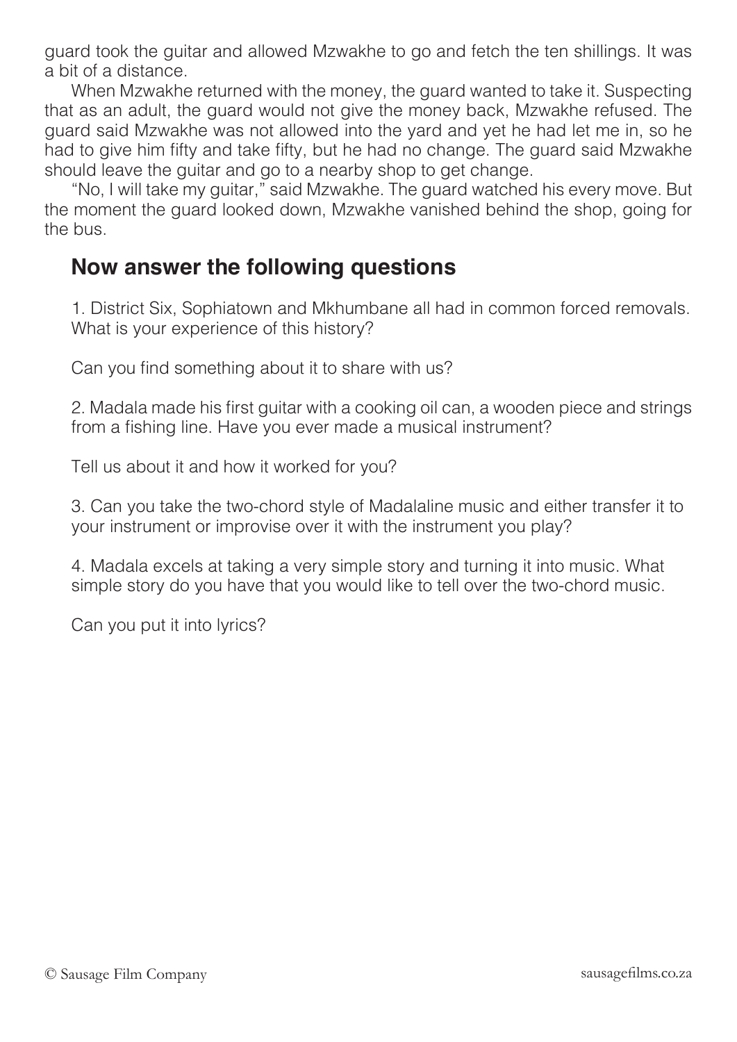guard took the guitar and allowed Mzwakhe to go and fetch the ten shillings. It was a bit of a distance.

When Mzwakhe returned with the money, the guard wanted to take it. Suspecting that as an adult, the guard would not give the money back, Mzwakhe refused. The guard said Mzwakhe was not allowed into the yard and yet he had let me in, so he had to give him fifty and take fifty, but he had no change. The guard said Mzwakhe should leave the guitar and go to a nearby shop to get change.

"No, I will take my guitar," said Mzwakhe. The guard watched his every move. But the moment the guard looked down, Mzwakhe vanished behind the shop, going for the bus.

## Now answer the following questions

1. District Six, Sophiatown and Mkhumbane all had in common forced removals. What is your experience of this history?

Can you find something about it to share with us?

2. Madala made his first guitar with a cooking oil can, a wooden piece and strings from a fishing line. Have you ever made a musical instrument?

Tell us about it and how it worked for you?

3. Can you take the two-chord style of Madalaline music and either transfer it to your instrument or improvise over it with the instrument you play?

4. Madala excels at taking a very simple story and turning it into music. What simple story do you have that you would like to tell over the two-chord music.

Can you put it into lyrics?